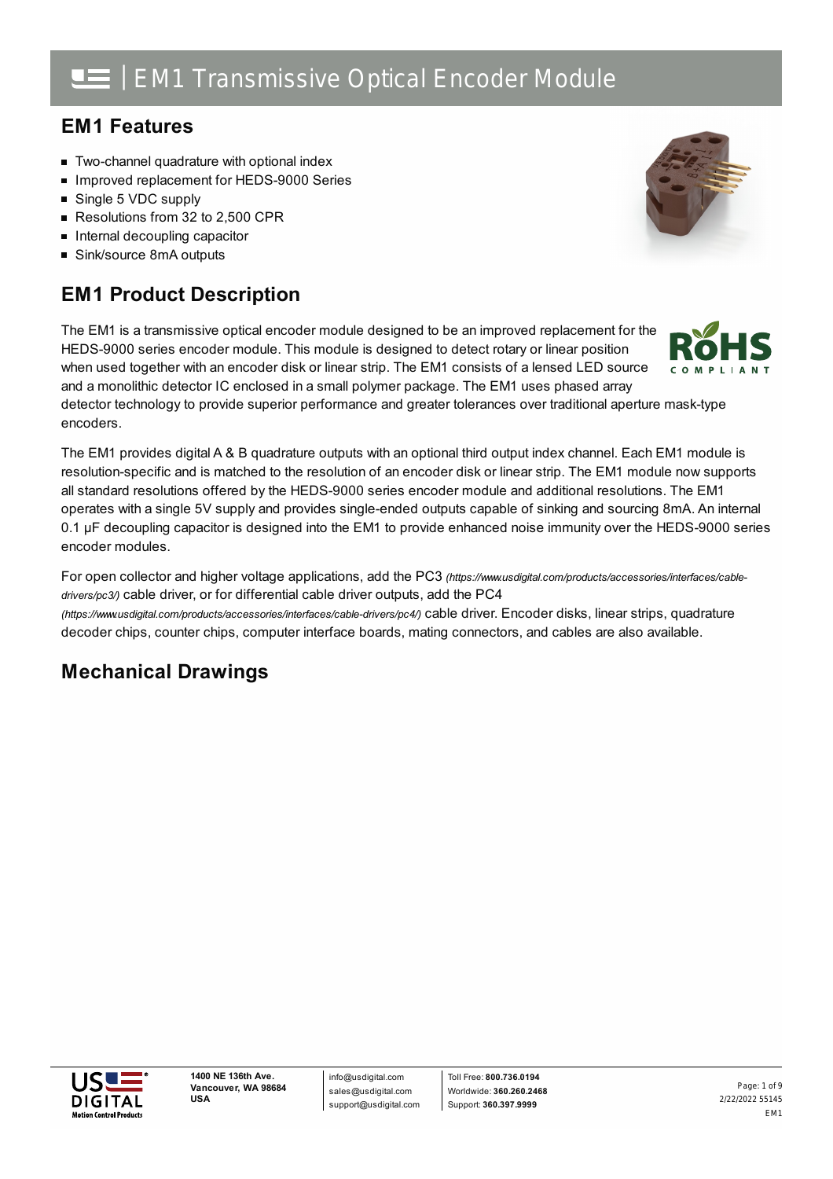# EM1 Transmissive Optical Encoder Module

## EM1 Features

- Two-channel quadrature with optional index
- Improved replacement for HEDS-9000 Series
- Single 5 VDC supply
- Resolutions from 32 to 2,500 CPR
- Internal decoupling capacitor
- Sink/source 8mA outputs

## EM1 Product Description

The EM1 is a transmissive optical encoder module designed to be an improved replacement for the HEDS-9000 series encoder module. This module is designed to detect rotary or linear position when used together with an encoder disk or linear strip. The EM1 consists of a lensed LED source and a monolithic detector IC enclosed in a small polymer package. The EM1 uses phased array detector technology to provide superior performance and greater tolerances over traditional aperture mask-type encoders.

The EM1 provides digital A & B quadrature outputs with an optional third output index channel. Each EM1 module is resolution-specific and is matched to the resolution of an encoder disk or linear strip. The EM1 module now supports all standard resolutions offered by the HEDS-9000 series encoder module and additional resolutions. The EM1 operates with a single 5V supply and provides single-ended outputs capable of sinking and sourcing 8mA. An internal 0.1 µF decoupling capacitor is designed into the EM1 to provide enhanced noise immunity over the HEDS-9000 series encoder modules.

For open collector and higher voltage applications, add the PC3 *(https://www.usdigital.com/products/accessories/interfaces/cable-drivers/pc3/)* cable driver, or for differential cable driver outputs, add the PC4 *(https://www.usdigital.com/products/accessories/interfaces/cable-drivers/pc4/)* cable driver. Encoder disks, linear strips, quadrature decoder chips, counter chips, computer interface boards, mating connectors, and cables are also available.

## Mechanical Drawings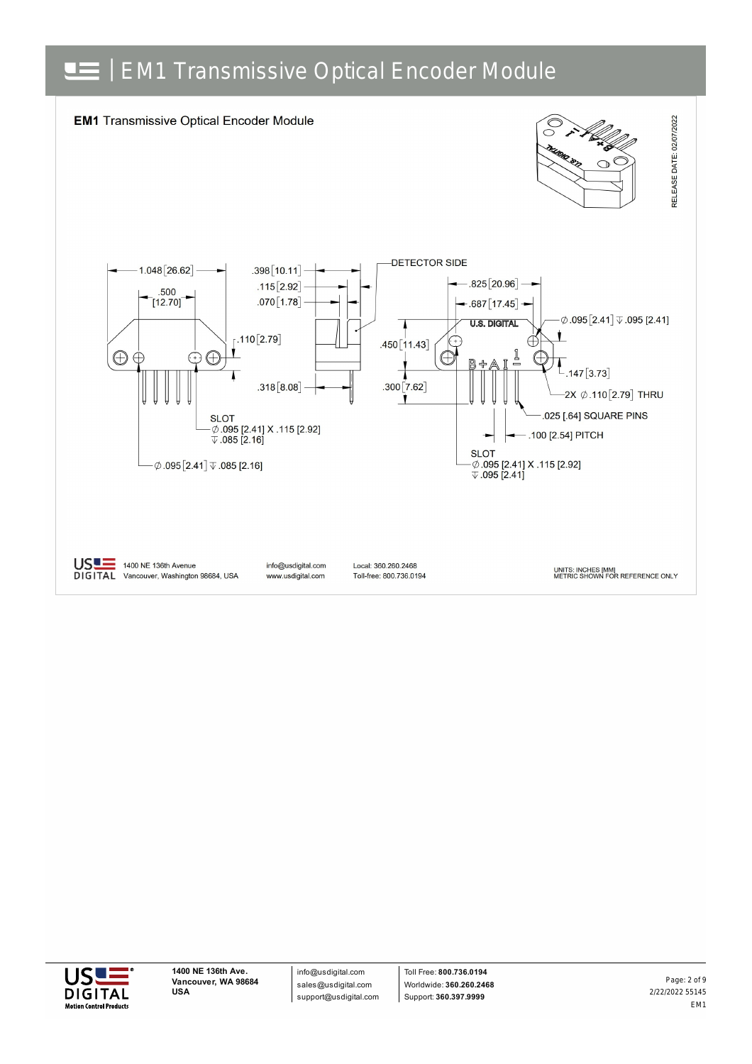# EM1 Transmissive Optical Encoder Module

**EM1** Transmissive Optical Encoder Module

RELEASE DATE: 02/07/2022

1.048 [26.62]

.500 [12.70]

.110 [2.79]

.398 [10.11]

.115 [2.92]

.070 [1.78]

.318 [8.08]

DETECTOR SIDE

.825 [20.96]

.687 [17.45]

U.S. DIGITAL

Ø.095 [2.41] ↧ .095 [2.41]

.450 [11.43]

.300 [7.62]

B + A I 1

.147 [3.73]

2X Ø.110 [2.79] THRU

.025 [.64] SQUARE PINS

.100 [2.54] PITCH

SLOT
Ø.095 [2.41] X .115 [2.92]
↧ .085 [2.16]

Ø.095 [2.41] ↧ .085 [2.16]

SLOT
Ø.095 [2.41] X .115 [2.92]
↧ .095 [2.41]

US DIGITAL | 1400 NE 136th Avenue, Vancouver, Washington 98684, USA | info@usdigital.com, www.usdigital.com | Local: 360.260.2468, Toll-free: 800.736.0194

UNITS: INCHES [MM]
METRIC SHOWN FOR REFERENCE ONLY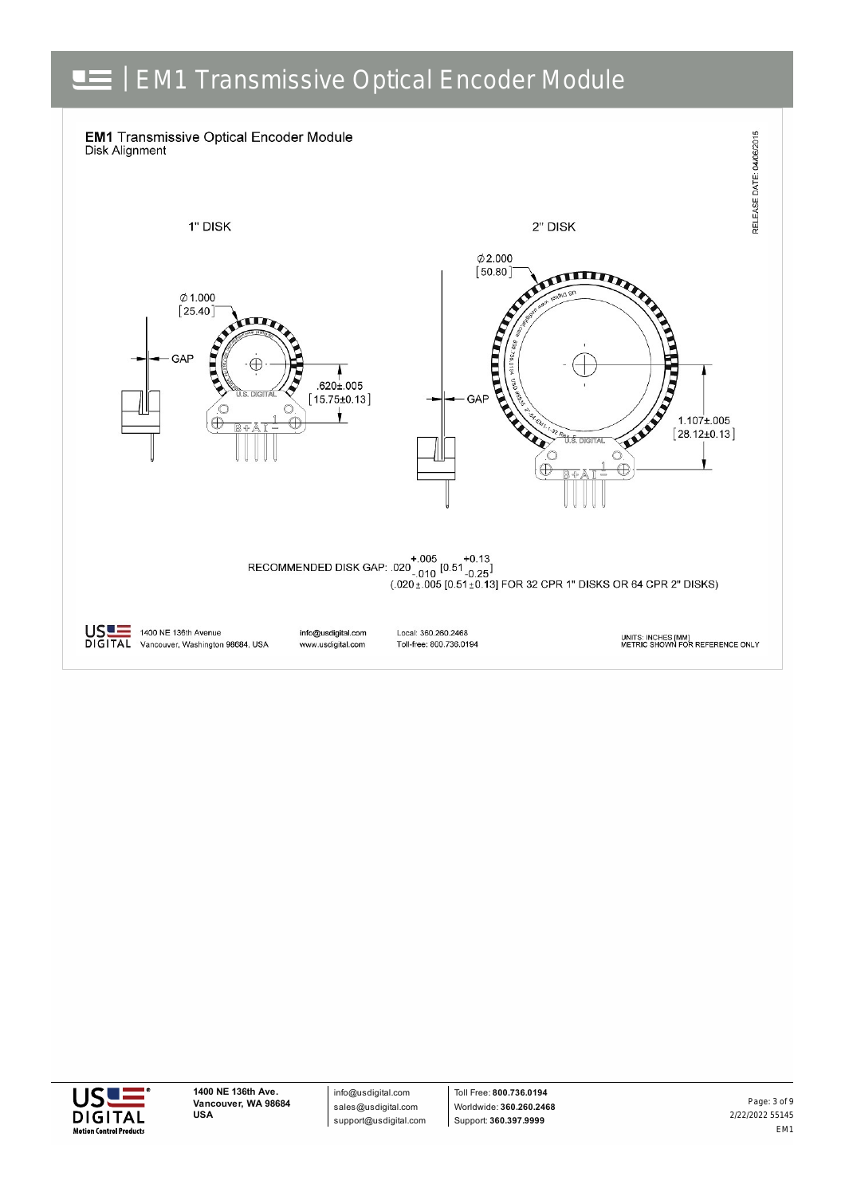# EM1 Transmissive Optical Encoder Module

**EM1** Transmissive Optical Encoder Module
Disk Alignment

RELEASE DATE: 04/06/2015

1" DISK

∅1.000 [25.40]

GAP

.620±.005 [15.75±0.13]

U.S. DIGITAL

B + A I 1 −

2" DISK

∅2.000 [50.80]

GAP

1.107±.005 [28.12±0.13]

U.S. DIGITAL

B + A I 1 −

RECOMMENDED DISK GAP: $.020^{+.005}_{-.010}$ $[0.51^{+0.13}_{-0.25}]$
(.020±.005 [0.51±0.13] FOR 32 CPR 1" DISKS OR 64 CPR 2" DISKS)

US DIGITAL 1400 NE 136th Avenue, Vancouver, Washington 98684, USA | info@usdigital.com | www.usdigital.com | Local: 360.260.2468 | Toll-free: 800.736.0194

UNITS: INCHES [MM]
METRIC SHOWN FOR REFERENCE ONLY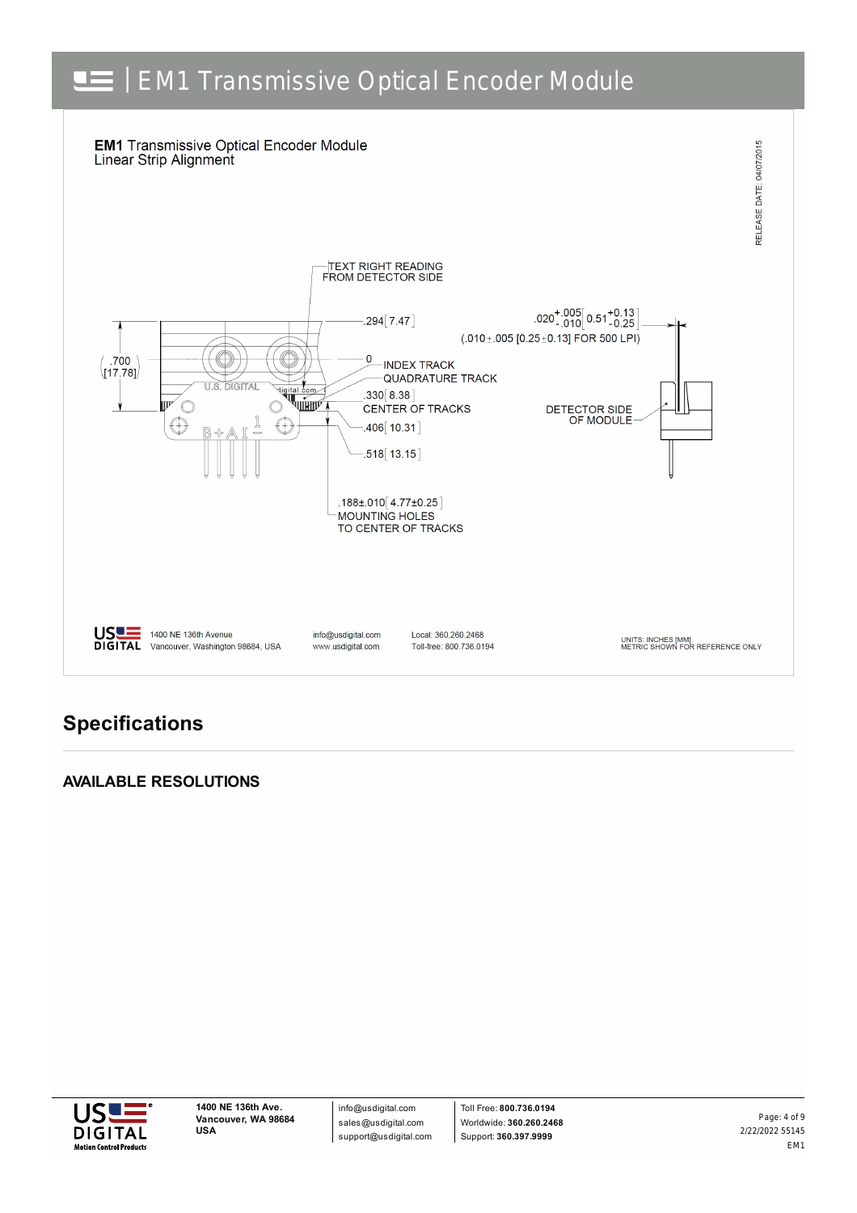**EM1** Transmissive Optical Encoder Module
Linear Strip Alignment

RELEASE DATE: 04/07/2015

TEXT RIGHT READING FROM DETECTOR SIDE

.294[ 7.47 ]

$.020^{+.005}_{-.010}$ [ $0.51^{+0.13}_{-0.25}$ ]

(.010±.005 [0.25±0.13] FOR 500 LPI)

.700 [17.78]

0

INDEX TRACK

QUADRATURE TRACK

.330[ 8.38 ]

CENTER OF TRACKS

.406[ 10.31 ]

.518[ 13.15 ]

DETECTOR SIDE OF MODULE

.188±.010[ 4.77±0.25 ]
MOUNTING HOLES
TO CENTER OF TRACKS

U.S. DIGITAL

B + A I 1

1400 NE 136th Avenue
Vancouver, Washington 98684, USA

info@usdigital.com
www.usdigital.com

Local: 360.260.2468
Toll-free: 800.736.0194

UNITS: INCHES [MM]
METRIC SHOWN FOR REFERENCE ONLY

## Specifications

### AVAILABLE RESOLUTIONS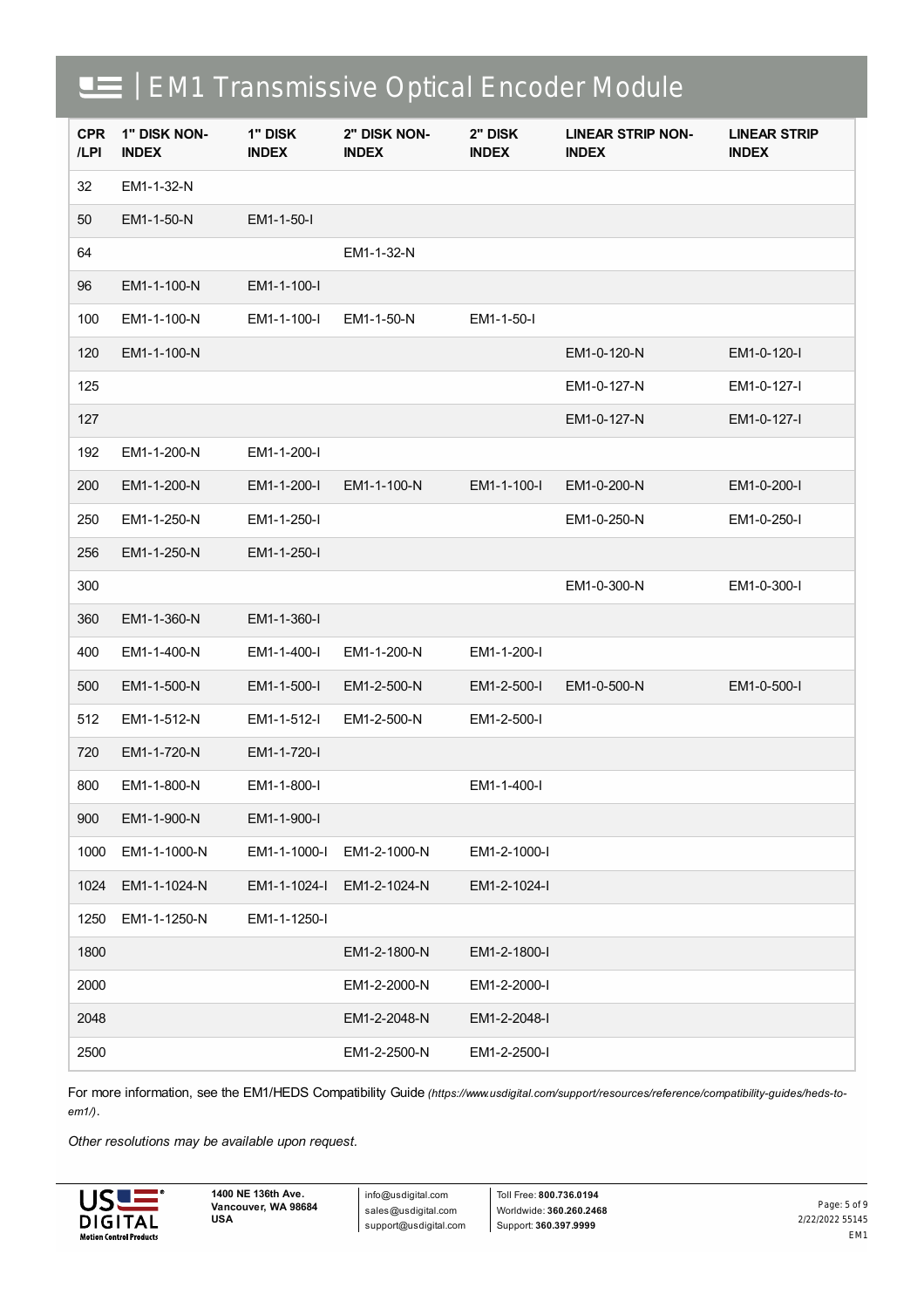# EM1 Transmissive Optical Encoder Module

| CPR /LPI | 1" DISK NON-INDEX | 1" DISK INDEX | 2" DISK NON-INDEX | 2" DISK INDEX | LINEAR STRIP NON-INDEX | LINEAR STRIP INDEX |
|---|---|---|---|---|---|---|
| 32 | EM1-1-32-N | | | | | |
| 50 | EM1-1-50-N | EM1-1-50-I | | | | |
| 64 | | | EM1-1-32-N | | | |
| 96 | EM1-1-100-N | EM1-1-100-I | | | | |
| 100 | EM1-1-100-N | EM1-1-100-I | EM1-1-50-N | EM1-1-50-I | | |
| 120 | EM1-1-100-N | | | | EM1-0-120-N | EM1-0-120-I |
| 125 | | | | | EM1-0-127-N | EM1-0-127-I |
| 127 | | | | | EM1-0-127-N | EM1-0-127-I |
| 192 | EM1-1-200-N | EM1-1-200-I | | | | |
| 200 | EM1-1-200-N | EM1-1-200-I | EM1-1-100-N | EM1-1-100-I | EM1-0-200-N | EM1-0-200-I |
| 250 | EM1-1-250-N | EM1-1-250-I | | | EM1-0-250-N | EM1-0-250-I |
| 256 | EM1-1-250-N | EM1-1-250-I | | | | |
| 300 | | | | | EM1-0-300-N | EM1-0-300-I |
| 360 | EM1-1-360-N | EM1-1-360-I | | | | |
| 400 | EM1-1-400-N | EM1-1-400-I | EM1-1-200-N | EM1-1-200-I | | |
| 500 | EM1-1-500-N | EM1-1-500-I | EM1-2-500-N | EM1-2-500-I | EM1-0-500-N | EM1-0-500-I |
| 512 | EM1-1-512-N | EM1-1-512-I | EM1-2-500-N | EM1-2-500-I | | |
| 720 | EM1-1-720-N | EM1-1-720-I | | | | |
| 800 | EM1-1-800-N | EM1-1-800-I | | EM1-1-400-I | | |
| 900 | EM1-1-900-N | EM1-1-900-I | | | | |
| 1000 | EM1-1-1000-N | EM1-1-1000-I | EM1-2-1000-N | EM1-2-1000-I | | |
| 1024 | EM1-1-1024-N | EM1-1-1024-I | EM1-2-1024-N | EM1-2-1024-I | | |
| 1250 | EM1-1-1250-N | EM1-1-1250-I | | | | |
| 1800 | | | EM1-2-1800-N | EM1-2-1800-I | | |
| 2000 | | | EM1-2-2000-N | EM1-2-2000-I | | |
| 2048 | | | EM1-2-2048-N | EM1-2-2048-I | | |
| 2500 | | | EM1-2-2500-N | EM1-2-2500-I | | |

For more information, see the EM1/HEDS Compatibility Guide *(https://www.usdigital.com/support/resources/reference/compatibility-guides/heds-to-em1/)*.

*Other resolutions may be available upon request.*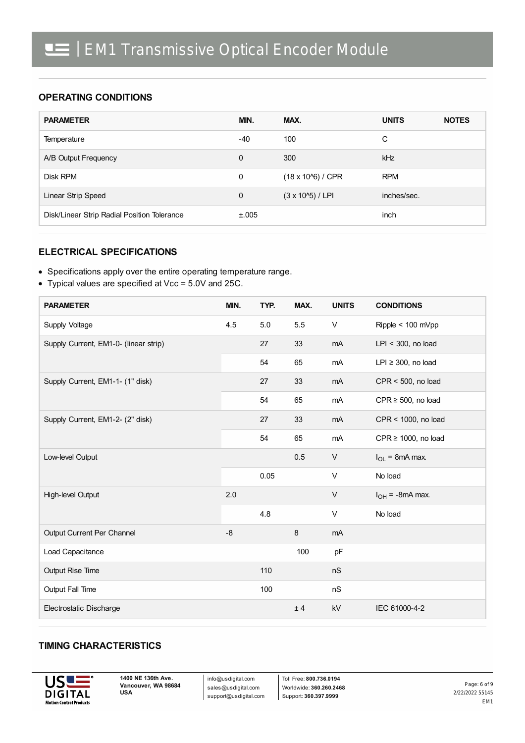## OPERATING CONDITIONS

| PARAMETER | MIN. | MAX. | UNITS | NOTES |
|---|---|---|---|---|
| Temperature | -40 | 100 | C | |
| A/B Output Frequency | 0 | 300 | kHz | |
| Disk RPM | 0 | (18 x 10^6) / CPR | RPM | |
| Linear Strip Speed | 0 | (3 x 10^5) / LPI | inches/sec. | |
| Disk/Linear Strip Radial Position Tolerance | ±.005 | | inch | |

## ELECTRICAL SPECIFICATIONS

- Specifications apply over the entire operating temperature range.
- Typical values are specified at Vcc = 5.0V and 25C.

| PARAMETER | MIN. | TYP. | MAX. | UNITS | CONDITIONS |
|---|---|---|---|---|---|
| Supply Voltage | 4.5 | 5.0 | 5.5 | V | Ripple < 100 mVpp |
| Supply Current, EM1-0- (linear strip) | | 27 | 33 | mA | LPI < 300, no load |
| | | 54 | 65 | mA | LPI ≥ 300, no load |
| Supply Current, EM1-1- (1" disk) | | 27 | 33 | mA | CPR < 500, no load |
| | | 54 | 65 | mA | CPR ≥ 500, no load |
| Supply Current, EM1-2- (2" disk) | | 27 | 33 | mA | CPR < 1000, no load |
| | | 54 | 65 | mA | CPR ≥ 1000, no load |
| Low-level Output | | | 0.5 | V | $I_{OL}$ = 8mA max. |
| | | 0.05 | | V | No load |
| High-level Output | 2.0 | | | V | $I_{OH}$ = -8mA max. |
| | | 4.8 | | V | No load |
| Output Current Per Channel | -8 | | 8 | mA | |
| Load Capacitance | | | 100 | pF | |
| Output Rise Time | | 110 | | nS | |
| Output Fall Time | | 100 | | nS | |
| Electrostatic Discharge | | | ± 4 | kV | IEC 61000-4-2 |

## TIMING CHARACTERISTICS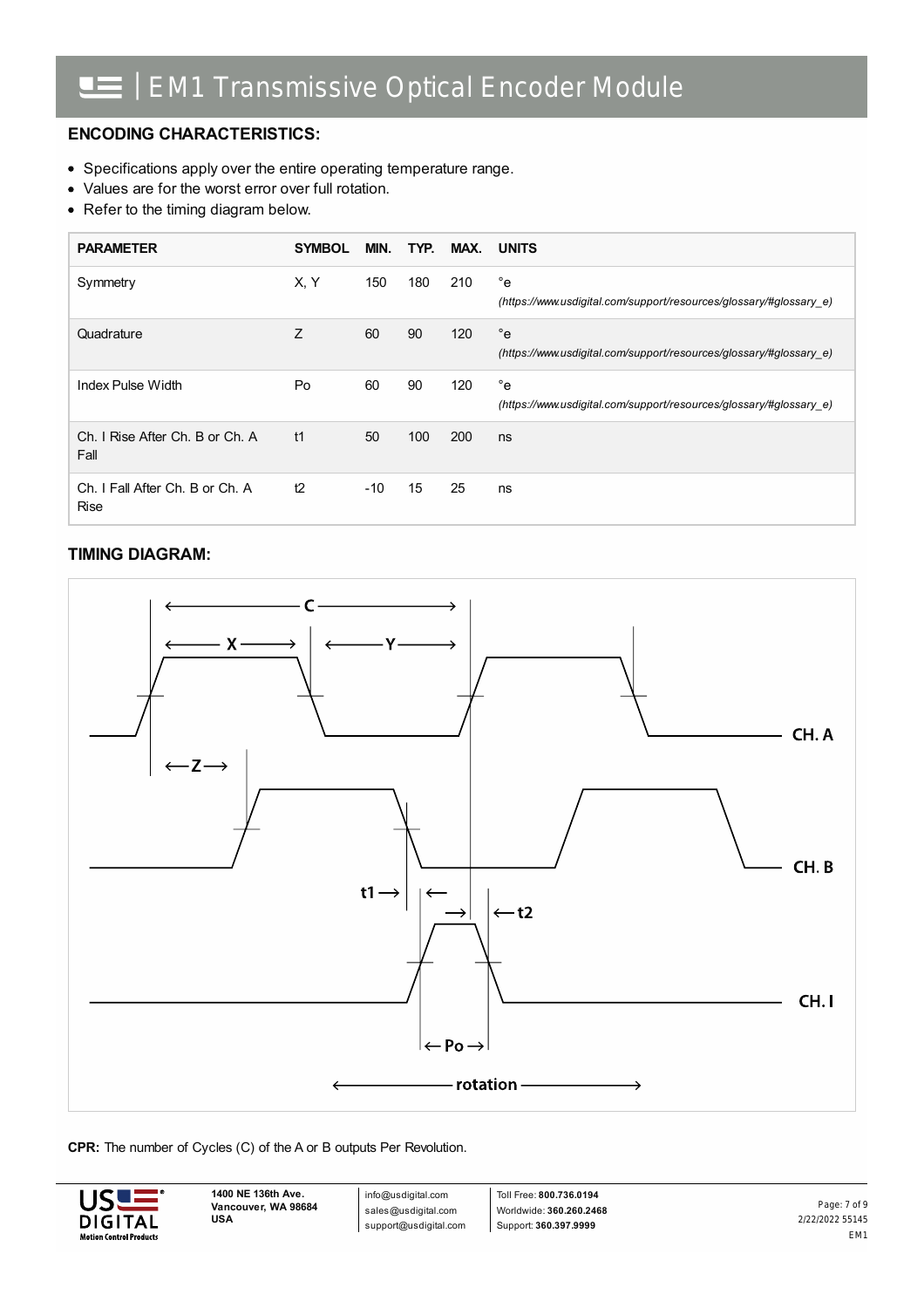## ENCODING CHARACTERISTICS:

- Specifications apply over the entire operating temperature range.
- Values are for the worst error over full rotation.
- Refer to the timing diagram below.

| PARAMETER | SYMBOL | MIN. | TYP. | MAX. | UNITS |
|---|---|---|---|---|---|
| Symmetry | X, Y | 150 | 180 | 210 | °e *(https://www.usdigital.com/support/resources/glossary/#glossary_e)* |
| Quadrature | Z | 60 | 90 | 120 | °e *(https://www.usdigital.com/support/resources/glossary/#glossary_e)* |
| Index Pulse Width | Po | 60 | 90 | 120 | °e *(https://www.usdigital.com/support/resources/glossary/#glossary_e)* |
| Ch. I Rise After Ch. B or Ch. A Fall | t1 | 50 | 100 | 200 | ns |
| Ch. I Fall After Ch. B or Ch. A Rise | t2 | -10 | 15 | 25 | ns |

## TIMING DIAGRAM:

**CPR:** The number of Cycles (C) of the A or B outputs Per Revolution.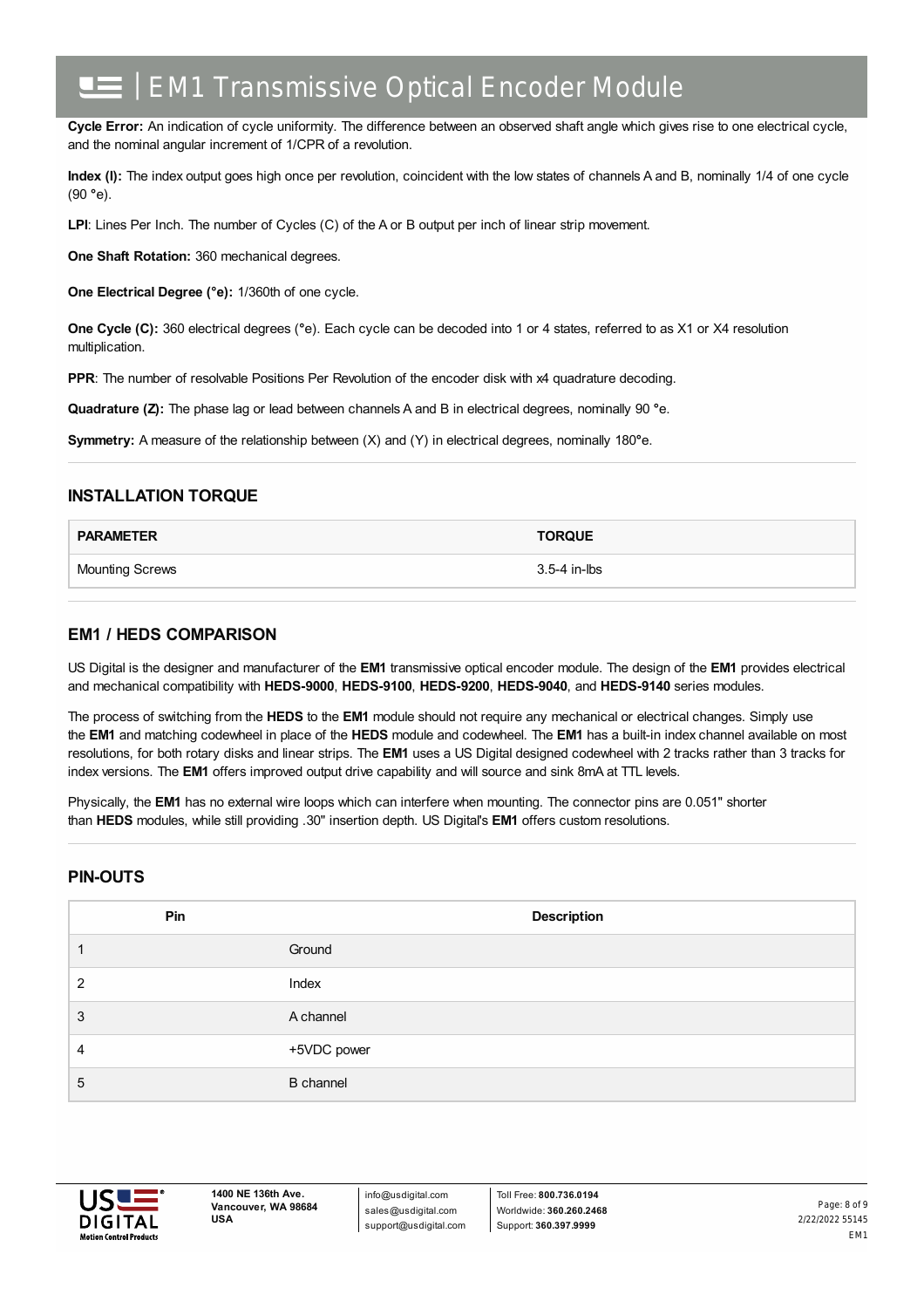**Cycle Error:** An indication of cycle uniformity. The difference between an observed shaft angle which gives rise to one electrical cycle, and the nominal angular increment of 1/CPR of a revolution.

**Index (I):** The index output goes high once per revolution, coincident with the low states of channels A and B, nominally 1/4 of one cycle (90 °e).

**LPI**: Lines Per Inch. The number of Cycles (C) of the A or B output per inch of linear strip movement.

**One Shaft Rotation:** 360 mechanical degrees.

**One Electrical Degree (°e):** 1/360th of one cycle.

**One Cycle (C):** 360 electrical degrees (°e). Each cycle can be decoded into 1 or 4 states, referred to as X1 or X4 resolution multiplication.

**PPR**: The number of resolvable Positions Per Revolution of the encoder disk with x4 quadrature decoding.

**Quadrature (Z):** The phase lag or lead between channels A and B in electrical degrees, nominally 90 °e.

**Symmetry:** A measure of the relationship between (X) and (Y) in electrical degrees, nominally 180°e.

## INSTALLATION TORQUE

| PARAMETER | TORQUE |
|---|---|
| Mounting Screws | 3.5-4 in-lbs |

## EM1 / HEDS COMPARISON

US Digital is the designer and manufacturer of the **EM1** transmissive optical encoder module. The design of the **EM1** provides electrical and mechanical compatibility with **HEDS-9000**, **HEDS-9100**, **HEDS-9200**, **HEDS-9040**, and **HEDS-9140** series modules.

The process of switching from the **HEDS** to the **EM1** module should not require any mechanical or electrical changes. Simply use the **EM1** and matching codewheel in place of the **HEDS** module and codewheel. The **EM1** has a built-in index channel available on most resolutions, for both rotary disks and linear strips. The **EM1** uses a US Digital designed codewheel with 2 tracks rather than 3 tracks for index versions. The **EM1** offers improved output drive capability and will source and sink 8mA at TTL levels.

Physically, the **EM1** has no external wire loops which can interfere when mounting. The connector pins are 0.051" shorter than **HEDS** modules, while still providing .30" insertion depth. US Digital's **EM1** offers custom resolutions.

## PIN-OUTS

| Pin | Description |
|---|---|
| 1 | Ground |
| 2 | Index |
| 3 | A channel |
| 4 | +5VDC power |
| 5 | B channel |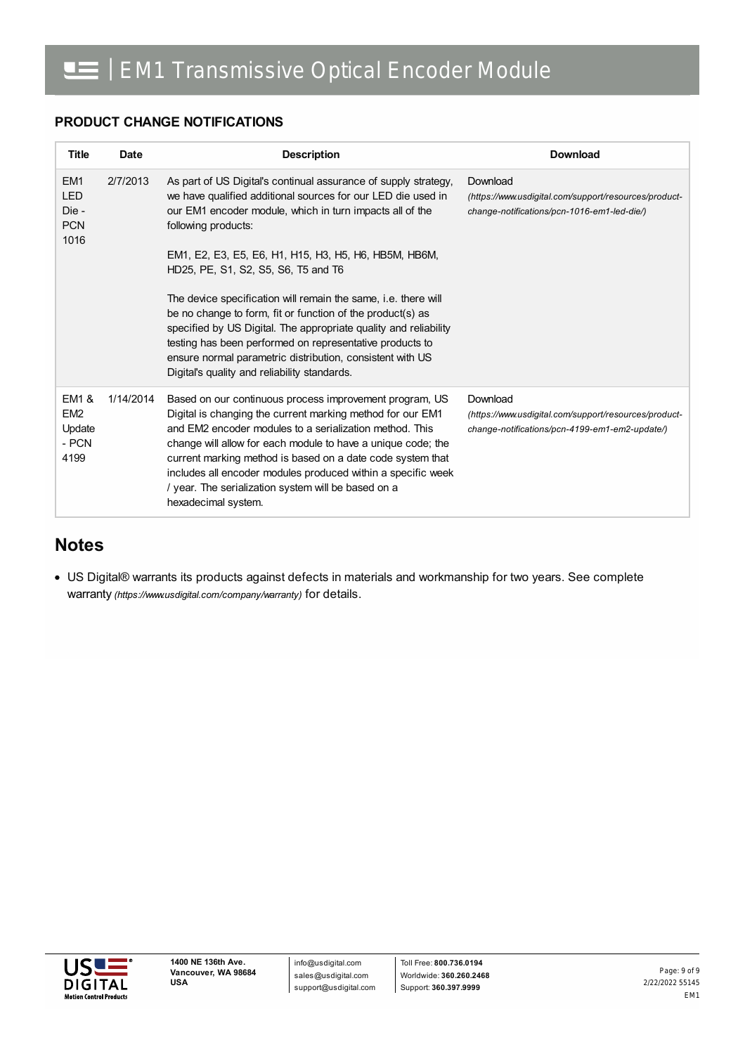## PRODUCT CHANGE NOTIFICATIONS

| Title | Date | Description | Download |
|---|---|---|---|
| EM1 LED Die - PCN 1016 | 2/7/2013 | As part of US Digital's continual assurance of supply strategy, we have qualified additional sources for our LED die used in our EM1 encoder module, which in turn impacts all of the following products:<br><br>EM1, E2, E3, E5, E6, H1, H15, H3, H5, H6, HB5M, HB6M, HD25, PE, S1, S2, S5, S6, T5 and T6<br><br>The device specification will remain the same, i.e. there will be no change to form, fit or function of the product(s) as specified by US Digital. The appropriate quality and reliability testing has been performed on representative products to ensure normal parametric distribution, consistent with US Digital's quality and reliability standards. | Download *(https://www.usdigital.com/support/resources/product-change-notifications/pcn-1016-em1-led-die/)* |
| EM1 & EM2 Update - PCN 4199 | 1/14/2014 | Based on our continuous process improvement program, US Digital is changing the current marking method for our EM1 and EM2 encoder modules to a serialization method. This change will allow for each module to have a unique code; the current marking method is based on a date code system that includes all encoder modules produced within a specific week / year. The serialization system will be based on a hexadecimal system. | Download *(https://www.usdigital.com/support/resources/product-change-notifications/pcn-4199-em1-em2-update/)* |

## Notes

- US Digital® warrants its products against defects in materials and workmanship for two years. See complete warranty *(https://www.usdigital.com/company/warranty)* for details.

1400 NE 136th Ave.
Vancouver, WA 98684
USA

info@usdigital.com
sales@usdigital.com
support@usdigital.com

Toll Free: **800.736.0194**
Worldwide: **360.260.2468**
Support: **360.397.9999**

2/22/2022 55145
EM1